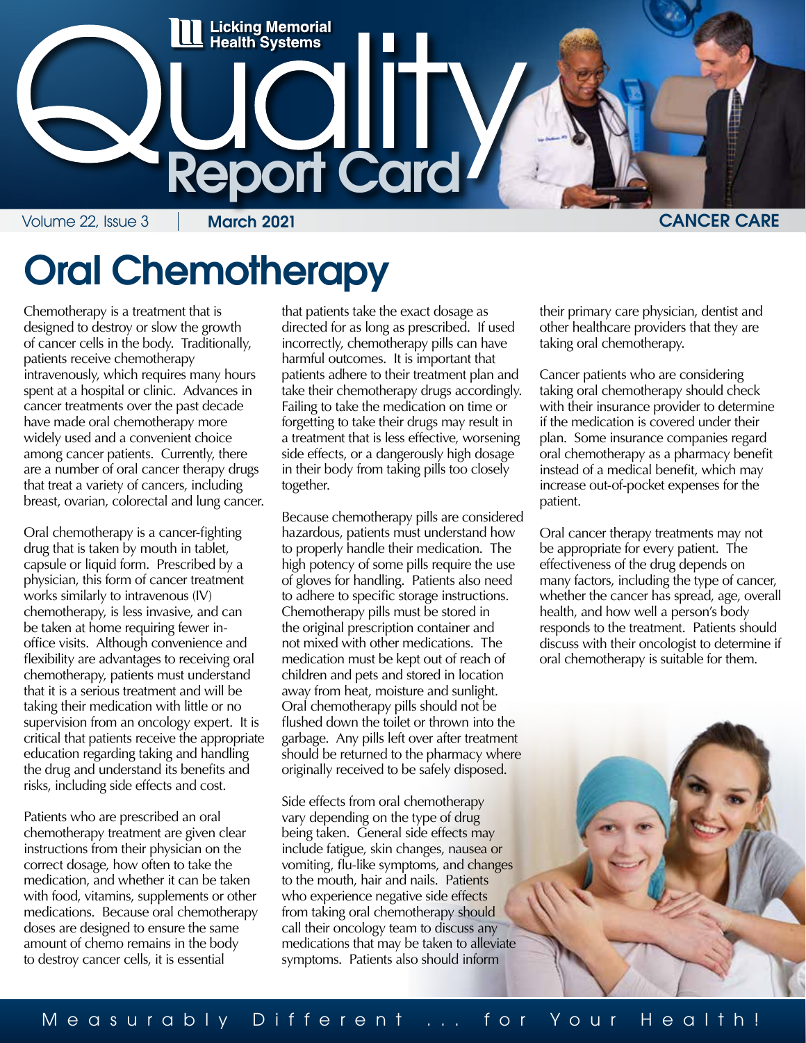# Quality Report Card

Licking Memorial Health Systems

Volume 22, Issue 3 | March 2021

CANCER CARE

## Oral Chemotherapy

Chemotherapy is a treatment that is designed to destroy or slow the growth of cancer cells in the body. Traditionally, patients receive chemotherapy intravenously, which requires many hours spent at a hospital or clinic. Advances in cancer treatments over the past decade have made oral chemotherapy more widely used and a convenient choice among cancer patients. Currently, there are a number of oral cancer therapy drugs that treat a variety of cancers, including breast, ovarian, colorectal and lung cancer.

Oral chemotherapy is a cancer-fighting drug that is taken by mouth in tablet, capsule or liquid form. Prescribed by a physician, this form of cancer treatment works similarly to intravenous (IV) chemotherapy, is less invasive, and can be taken at home requiring fewer in-office visits. Although convenience and flexibility are advantages to receiving oral chemotherapy, patients must understand that it is a serious treatment and will be taking their medication with little or no supervision from an oncology expert. It is critical that patients receive the appropriate education regarding taking and handling the drug and understand its benefits and risks, including side effects and cost.

Patients who are prescribed an oral chemotherapy treatment are given clear instructions from their physician on the correct dosage, how often to take the medication, and whether it can be taken with food, vitamins, supplements or other medications. Because oral chemotherapy doses are designed to ensure the same amount of chemo remains in the body to destroy cancer cells, it is essential that patients take the exact dosage as directed for as long as prescribed. If used incorrectly, chemotherapy pills can have harmful outcomes. It is important that patients adhere to their treatment plan and take their chemotherapy drugs accordingly. Failing to take the medication on time or forgetting to take their drugs may result in a treatment that is less effective, worsening side effects, or a dangerously high dosage in their body from taking pills too closely together.

Because chemotherapy pills are considered hazardous, patients must understand how to properly handle their medication. The high potency of some pills require the use of gloves for handling. Patients also need to adhere to specific storage instructions. Chemotherapy pills must be stored in the original prescription container and not mixed with other medications. The medication must be kept out of reach of children and pets and stored in location away from heat, moisture and sunlight. Oral chemotherapy pills should not be flushed down the toilet or thrown into the garbage. Any pills left over after treatment should be returned to the pharmacy where originally received to be safely disposed.

Side effects from oral chemotherapy vary depending on the type of drug being taken. General side effects may include fatigue, skin changes, nausea or vomiting, flu-like symptoms, and changes to the mouth, hair and nails. Patients who experience negative side effects from taking oral chemotherapy should call their oncology team to discuss any medications that may be taken to alleviate symptoms. Patients also should inform their primary care physician, dentist and other healthcare providers that they are taking oral chemotherapy.

Cancer patients who are considering taking oral chemotherapy should check with their insurance provider to determine if the medication is covered under their plan. Some insurance companies regard oral chemotherapy as a pharmacy benefit instead of a medical benefit, which may increase out-of-pocket expenses for the patient.

Oral cancer therapy treatments may not be appropriate for every patient. The effectiveness of the drug depends on many factors, including the type of cancer, whether the cancer has spread, age, overall health, and how well a person's body responds to the treatment. Patients should discuss with their oncologist to determine if oral chemotherapy is suitable for them.

Measurably Different ... for Your Health!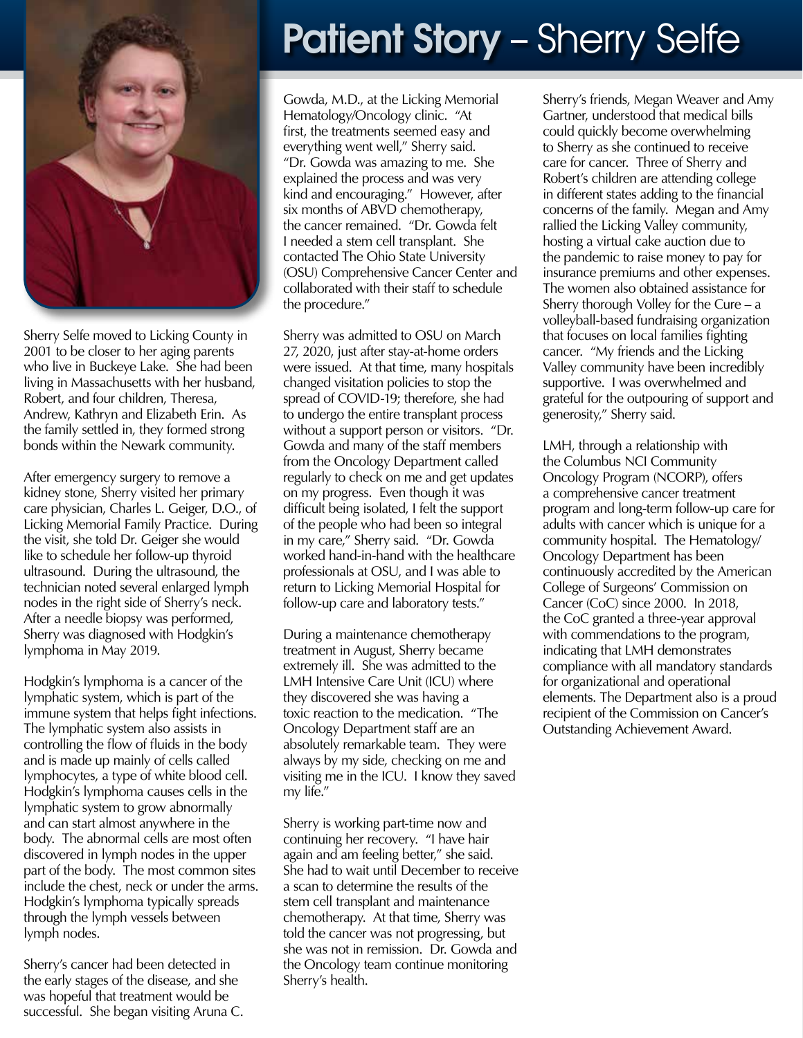# Patient Story – Sherry Selfe

Sherry Selfe moved to Licking County in 2001 to be closer to her aging parents who live in Buckeye Lake. She had been living in Massachusetts with her husband, Robert, and four children, Theresa, Andrew, Kathryn and Elizabeth Erin. As the family settled in, they formed strong bonds within the Newark community.

After emergency surgery to remove a kidney stone, Sherry visited her primary care physician, Charles L. Geiger, D.O., of Licking Memorial Family Practice. During the visit, she told Dr. Geiger she would like to schedule her follow-up thyroid ultrasound. During the ultrasound, the technician noted several enlarged lymph nodes in the right side of Sherry's neck. After a needle biopsy was performed, Sherry was diagnosed with Hodgkin's lymphoma in May 2019.

Hodgkin's lymphoma is a cancer of the lymphatic system, which is part of the immune system that helps fight infections. The lymphatic system also assists in controlling the flow of fluids in the body and is made up mainly of cells called lymphocytes, a type of white blood cell. Hodgkin's lymphoma causes cells in the lymphatic system to grow abnormally and can start almost anywhere in the body. The abnormal cells are most often discovered in lymph nodes in the upper part of the body. The most common sites include the chest, neck or under the arms. Hodgkin's lymphoma typically spreads through the lymph vessels between lymph nodes.

Sherry's cancer had been detected in the early stages of the disease, and she was hopeful that treatment would be successful. She began visiting Aruna C. Gowda, M.D., at the Licking Memorial Hematology/Oncology clinic. "At first, the treatments seemed easy and everything went well," Sherry said. "Dr. Gowda was amazing to me. She explained the process and was very kind and encouraging." However, after six months of ABVD chemotherapy, the cancer remained. "Dr. Gowda felt I needed a stem cell transplant. She contacted The Ohio State University (OSU) Comprehensive Cancer Center and collaborated with their staff to schedule the procedure."

Sherry was admitted to OSU on March 27, 2020, just after stay-at-home orders were issued. At that time, many hospitals changed visitation policies to stop the spread of COVID-19; therefore, she had to undergo the entire transplant process without a support person or visitors. "Dr. Gowda and many of the staff members from the Oncology Department called regularly to check on me and get updates on my progress. Even though it was difficult being isolated, I felt the support of the people who had been so integral in my care," Sherry said. "Dr. Gowda worked hand-in-hand with the healthcare professionals at OSU, and I was able to return to Licking Memorial Hospital for follow-up care and laboratory tests."

During a maintenance chemotherapy treatment in August, Sherry became extremely ill. She was admitted to the LMH Intensive Care Unit (ICU) where they discovered she was having a toxic reaction to the medication. "The Oncology Department staff are an absolutely remarkable team. They were always by my side, checking on me and visiting me in the ICU. I know they saved my life."

Sherry is working part-time now and continuing her recovery. "I have hair again and am feeling better," she said. She had to wait until December to receive a scan to determine the results of the stem cell transplant and maintenance chemotherapy. At that time, Sherry was told the cancer was not progressing, but she was not in remission. Dr. Gowda and the Oncology team continue monitoring Sherry's health.

Sherry's friends, Megan Weaver and Amy Gartner, understood that medical bills could quickly become overwhelming to Sherry as she continued to receive care for cancer. Three of Sherry and Robert's children are attending college in different states adding to the financial concerns of the family. Megan and Amy rallied the Licking Valley community, hosting a virtual cake auction due to the pandemic to raise money to pay for insurance premiums and other expenses. The women also obtained assistance for Sherry thorough Volley for the Cure – a volleyball-based fundraising organization that focuses on local families fighting cancer. "My friends and the Licking Valley community have been incredibly supportive. I was overwhelmed and grateful for the outpouring of support and generosity," Sherry said.

LMH, through a relationship with the Columbus NCI Community Oncology Program (NCORP), offers a comprehensive cancer treatment program and long-term follow-up care for adults with cancer which is unique for a community hospital. The Hematology/Oncology Department has been continuously accredited by the American College of Surgeons' Commission on Cancer (CoC) since 2000. In 2018, the CoC granted a three-year approval with commendations to the program, indicating that LMH demonstrates compliance with all mandatory standards for organizational and operational elements. The Department also is a proud recipient of the Commission on Cancer's Outstanding Achievement Award.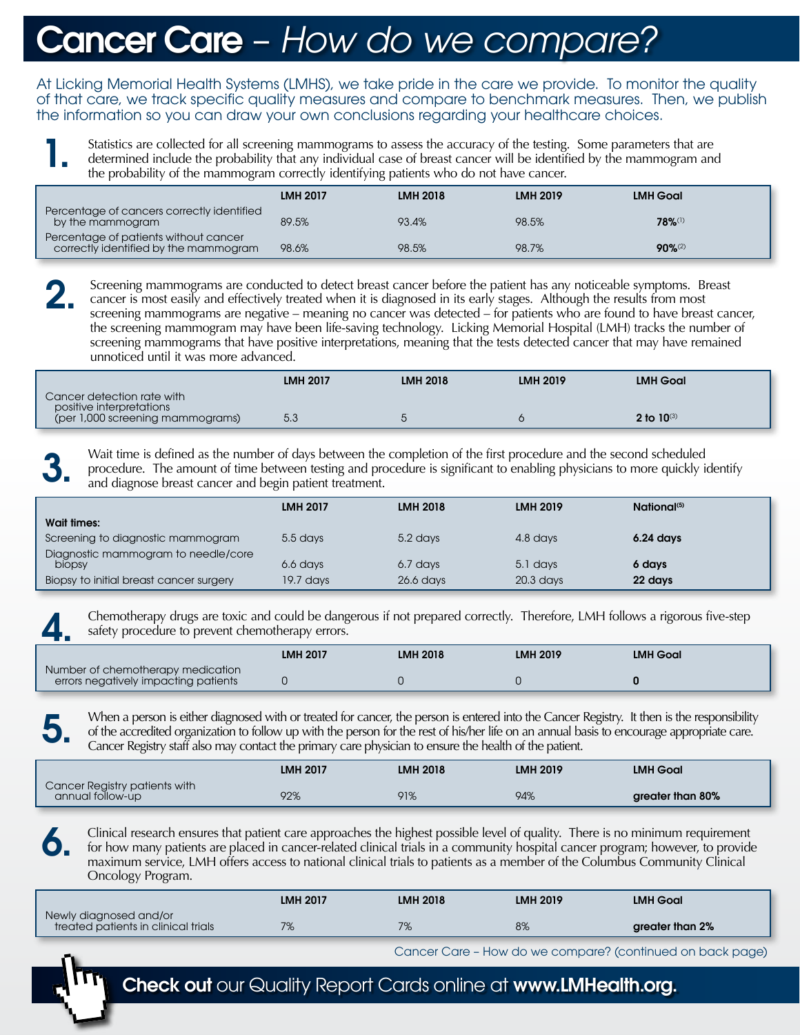# Cancer Care – *How do we compare?*

At Licking Memorial Health Systems (LMHS), we take pride in the care we provide. To monitor the quality of that care, we track specific quality measures and compare to benchmark measures. Then, we publish the information so you can draw your own conclusions regarding your healthcare choices.

**1.** Statistics are collected for all screening mammograms to assess the accuracy of the testing. Some parameters that are determined include the probability that any individual case of breast cancer will be identified by the mammogram and the probability of the mammogram correctly identifying patients who do not have cancer.

| | LMH 2017 | LMH 2018 | LMH 2019 | LMH Goal |
|---|---|---|---|---|
| Percentage of cancers correctly identified by the mammogram | 89.5% | 93.4% | 98.5% | **78%**[1] |
| Percentage of patients without cancer correctly identified by the mammogram | 98.6% | 98.5% | 98.7% | **90%**[2] |

**2.** Screening mammograms are conducted to detect breast cancer before the patient has any noticeable symptoms. Breast cancer is most easily and effectively treated when it is diagnosed in its early stages. Although the results from most screening mammograms are negative – meaning no cancer was detected – for patients who are found to have breast cancer, the screening mammogram may have been life-saving technology. Licking Memorial Hospital (LMH) tracks the number of screening mammograms that have positive interpretations, meaning that the tests detected cancer that may have remained unnoticed until it was more advanced.

| | LMH 2017 | LMH 2018 | LMH 2019 | LMH Goal |
|---|---|---|---|---|
| Cancer detection rate with positive interpretations (per 1,000 screening mammograms) | 5.3 | 5 | 6 | **2 to 10**[3] |

**3.** Wait time is defined as the number of days between the completion of the first procedure and the second scheduled procedure. The amount of time between testing and procedure is significant to enabling physicians to more quickly identify and diagnose breast cancer and begin patient treatment.

| | LMH 2017 | LMH 2018 | LMH 2019 | National[5] |
|---|---|---|---|---|
| **Wait times:** | | | | |
| Screening to diagnostic mammogram | 5.5 days | 5.2 days | 4.8 days | **6.24 days** |
| Diagnostic mammogram to needle/core biopsy | 6.6 days | 6.7 days | 5.1 days | **6 days** |
| Biopsy to initial breast cancer surgery | 19.7 days | 26.6 days | 20.3 days | **22 days** |

**4.** Chemotherapy drugs are toxic and could be dangerous if not prepared correctly. Therefore, LMH follows a rigorous five-step safety procedure to prevent chemotherapy errors.

| | LMH 2017 | LMH 2018 | LMH 2019 | LMH Goal |
|---|---|---|---|---|
| Number of chemotherapy medication errors negatively impacting patients | 0 | 0 | 0 | **0** |

**5.** When a person is either diagnosed with or treated for cancer, the person is entered into the Cancer Registry. It then is the responsibility of the accredited organization to follow up with the person for the rest of his/her life on an annual basis to encourage appropriate care. Cancer Registry staff also may contact the primary care physician to ensure the health of the patient.

| | LMH 2017 | LMH 2018 | LMH 2019 | LMH Goal |
|---|---|---|---|---|
| Cancer Registry patients with annual follow-up | 92% | 91% | 94% | **greater than 80%** |

**6.** Clinical research ensures that patient care approaches the highest possible level of quality. There is no minimum requirement for how many patients are placed in cancer-related clinical trials in a community hospital cancer program; however, to provide maximum service, LMH offers access to national clinical trials to patients as a member of the Columbus Community Clinical Oncology Program.

| | LMH 2017 | LMH 2018 | LMH 2019 | LMH Goal |
|---|---|---|---|---|
| Newly diagnosed and/or treated patients in clinical trials | 7% | 7% | 8% | **greater than 2%** |

Cancer Care – How do we compare? (continued on back page)

**Check out** our Quality Report Cards online at **www.LMHealth.org.**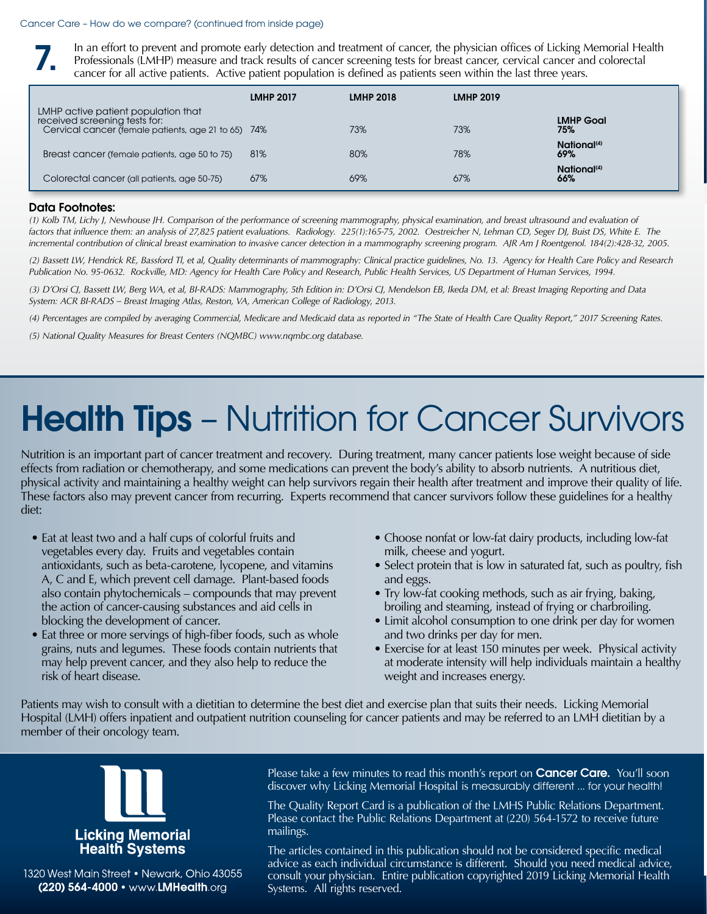Cancer Care – How do we compare? (continued from inside page)

**7.** In an effort to prevent and promote early detection and treatment of cancer, the physician offices of Licking Memorial Health Professionals (LMHP) measure and track results of cancer screening tests for breast cancer, cervical cancer and colorectal cancer for all active patients. Active patient population is defined as patients seen within the last three years.

| | LMHP 2017 | LMHP 2018 | LMHP 2019 | |
|---|---|---|---|---|
| LMHP active patient population that received screening tests for: | | | | |
| Cervical cancer (female patients, age 21 to 65) | 74% | 73% | 73% | **LMHP Goal 75%** |
| Breast cancer (female patients, age 50 to 75) | 81% | 80% | 78% | **National[4] 69%** |
| Colorectal cancer (all patients, age 50-75) | 67% | 69% | 67% | **National[4] 66%** |

**Data Footnotes:**

*(1) Kolb TM, Lichy J, Newhouse JH. Comparison of the performance of screening mammography, physical examination, and breast ultrasound and evaluation of factors that influence them: an analysis of 27,825 patient evaluations. Radiology. 225(1):165-75, 2002. Oestreicher N, Lehman CD, Seger DJ, Buist DS, White E. The incremental contribution of clinical breast examination to invasive cancer detection in a mammography screening program. AJR Am J Roentgenol. 184(2):428-32, 2005.*

*(2) Bassett LW, Hendrick RE, Bassford TI, et al, Quality determinants of mammography: Clinical practice guidelines, No. 13. Agency for Health Care Policy and Research Publication No. 95-0632. Rockville, MD: Agency for Health Care Policy and Research, Public Health Services, US Department of Human Services, 1994.*

*(3) D'Orsi CJ, Bassett LW, Berg WA, et al, BI-RADS: Mammography, 5th Edition in: D'Orsi CJ, Mendelson EB, Ikeda DM, et al: Breast Imaging Reporting and Data System: ACR BI-RADS – Breast Imaging Atlas, Reston, VA, American College of Radiology, 2013.*

*(4) Percentages are compiled by averaging Commercial, Medicare and Medicaid data as reported in "The State of Health Care Quality Report," 2017 Screening Rates.*

*(5) National Quality Measures for Breast Centers (NQMBC) www.nqmbc.org database.*

# **Health Tips** – Nutrition for Cancer Survivors

Nutrition is an important part of cancer treatment and recovery. During treatment, many cancer patients lose weight because of side effects from radiation or chemotherapy, and some medications can prevent the body's ability to absorb nutrients. A nutritious diet, physical activity and maintaining a healthy weight can help survivors regain their health after treatment and improve their quality of life. These factors also may prevent cancer from recurring. Experts recommend that cancer survivors follow these guidelines for a healthy diet:

- Eat at least two and a half cups of colorful fruits and vegetables every day. Fruits and vegetables contain antioxidants, such as beta-carotene, lycopene, and vitamins A, C and E, which prevent cell damage. Plant-based foods also contain phytochemicals – compounds that may prevent the action of cancer-causing substances and aid cells in blocking the development of cancer.
- Eat three or more servings of high-fiber foods, such as whole grains, nuts and legumes. These foods contain nutrients that may help prevent cancer, and they also help to reduce the risk of heart disease.
- Choose nonfat or low-fat dairy products, including low-fat milk, cheese and yogurt.
- Select protein that is low in saturated fat, such as poultry, fish and eggs.
- Try low-fat cooking methods, such as air frying, baking, broiling and steaming, instead of frying or charbroiling.
- Limit alcohol consumption to one drink per day for women and two drinks per day for men.
- Exercise for at least 150 minutes per week. Physical activity at moderate intensity will help individuals maintain a healthy weight and increases energy.

Patients may wish to consult with a dietitian to determine the best diet and exercise plan that suits their needs. Licking Memorial Hospital (LMH) offers inpatient and outpatient nutrition counseling for cancer patients and may be referred to an LMH dietitian by a member of their oncology team.

**Licking Memorial Health Systems**

1320 West Main Street • Newark, Ohio 43055
**(220) 564-4000** • www.**LMHealth**.org

Please take a few minutes to read this month's report on **Cancer Care.** You'll soon discover why Licking Memorial Hospital is measurably different ... for your health!

The Quality Report Card is a publication of the LMHS Public Relations Department. Please contact the Public Relations Department at (220) 564-1572 to receive future mailings.

The articles contained in this publication should not be considered specific medical advice as each individual circumstance is different. Should you need medical advice, consult your physician. Entire publication copyrighted 2019 Licking Memorial Health Systems. All rights reserved.